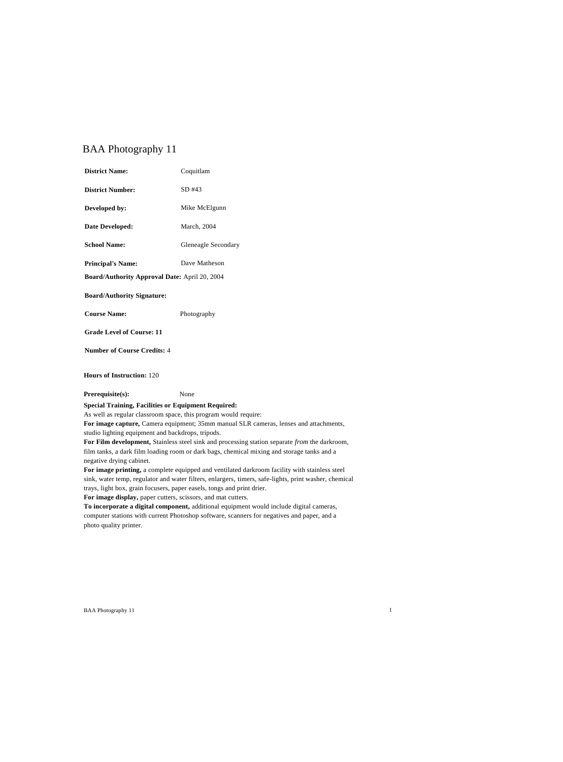# BAA Photography 11

**District Name:** Coquitlam

**District Number:** SD #43

**Developed by:** Mike McElgunn

**Date Developed:** March, 2004

**School Name:** Gleneagle Secondary

**Principal's Name:** Dave Matheson

**Board/Authority Approval Date:** April 20, 2004

**Board/Authority Signature:**

**Course Name:** Photography

**Grade Level of Course: 11**

**Number of Course Credits:** 4

**Hours of Instruction:** 120

**Prerequisite(s):** None

**Special Training, Facilities or Equipment Required:**
As well as regular classroom space, this program would require:
**For image capture,** Camera equipment; 35mm manual SLR cameras, lenses and attachments, studio lighting equipment and backdrops, tripods.
**For Film development,** Stainless steel sink and processing station separate *from* the darkroom, film tanks, a dark film loading room or dark bags, chemical mixing and storage tanks and a negative drying cabinet.
**For image printing,** a complete equipped and ventilated darkroom facility with stainless steel sink, water temp, regulator and water filters, enlargers, timers, safe-lights, print washer, chemical trays, light box, grain focusers, paper easels, tongs and print drier.
**For image display,** paper cutters, scissors, and mat cutters.
**To incorporate a digital component,** additional equipment would include digital cameras, computer stations with current Photoshop software, scanners for negatives and paper, and a photo quality printer.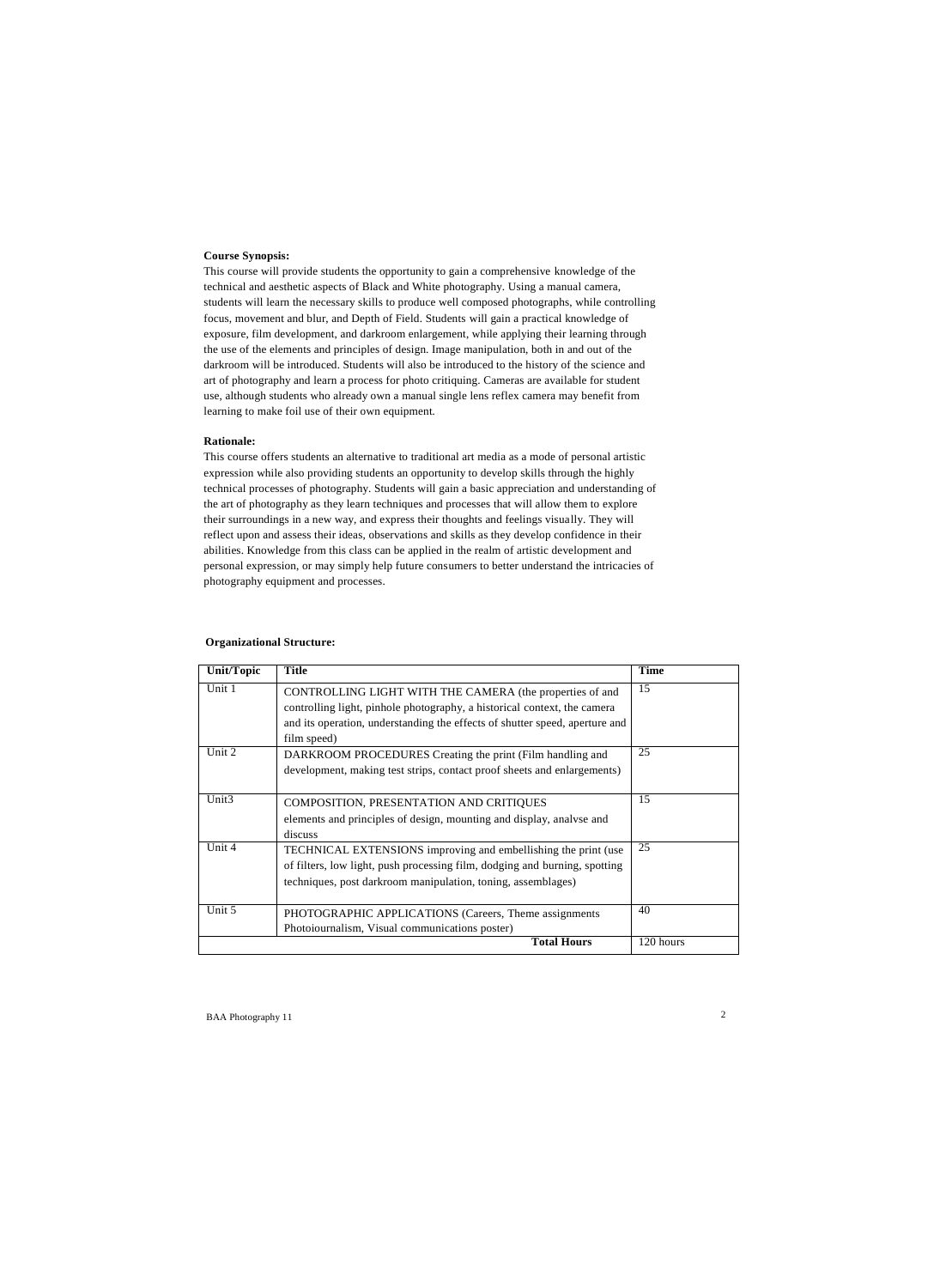**Course Synopsis:**

This course will provide students the opportunity to gain a comprehensive knowledge of the technical and aesthetic aspects of Black and White photography. Using a manual camera, students will learn the necessary skills to produce well composed photographs, while controlling focus, movement and blur, and Depth of Field. Students will gain a practical knowledge of exposure, film development, and darkroom enlargement, while applying their learning through the use of the elements and principles of design. Image manipulation, both in and out of the darkroom will be introduced. Students will also be introduced to the history of the science and art of photography and learn a process for photo critiquing. Cameras are available for student use, although students who already own a manual single lens reflex camera may benefit from learning to make foil use of their own equipment.

**Rationale:**

This course offers students an alternative to traditional art media as a mode of personal artistic expression while also providing students an opportunity to develop skills through the highly technical processes of photography. Students will gain a basic appreciation and understanding of the art of photography as they learn techniques and processes that will allow them to explore their surroundings in a new way, and express their thoughts and feelings visually. They will reflect upon and assess their ideas, observations and skills as they develop confidence in their abilities. Knowledge from this class can be applied in the realm of artistic development and personal expression, or may simply help future consumers to better understand the intricacies of photography equipment and processes.

**Organizational Structure:**

| Unit/Topic | Title | Time |
|---|---|---|
| Unit 1 | CONTROLLING LIGHT WITH THE CAMERA (the properties of and controlling light, pinhole photography, a historical context, the camera and its operation, understanding the effects of shutter speed, aperture and film speed) | 15 |
| Unit 2 | DARKROOM PROCEDURES Creating the print (Film handling and development, making test strips, contact proof sheets and enlargements) | 25 |
| Unit3 | COMPOSITION, PRESENTATION AND CRITIQUES elements and principles of design, mounting and display, analvse and discuss | 15 |
| Unit 4 | TECHNICAL EXTENSIONS improving and embellishing the print (use of filters, low light, push processing film, dodging and burning, spotting techniques, post darkroom manipulation, toning, assemblages) | 25 |
| Unit 5 | PHOTOGRAPHIC APPLICATIONS (Careers, Theme assignments Photoiournalism, Visual communications poster) | 40 |
| | **Total Hours** | 120 hours |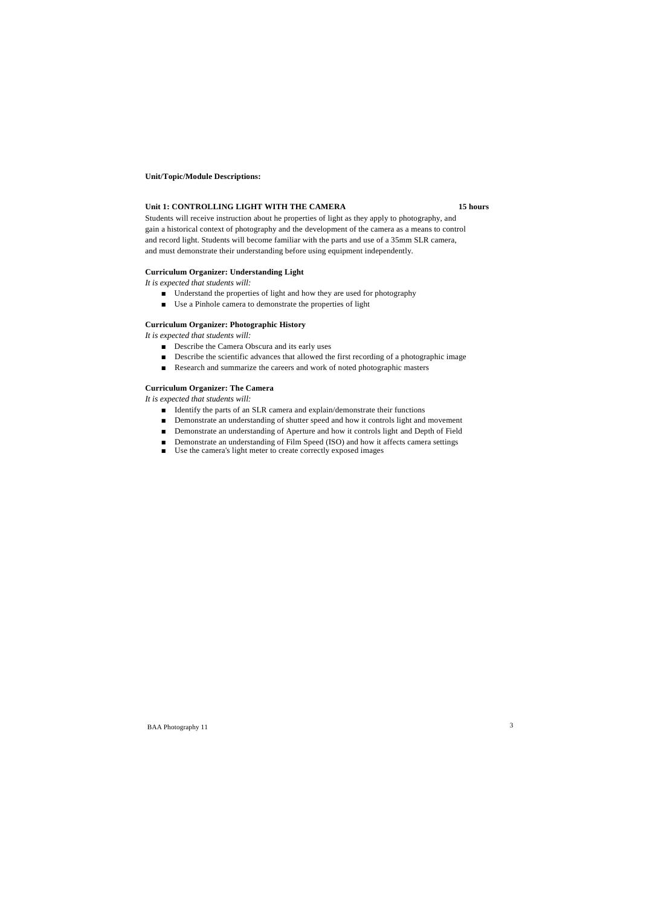**Unit/Topic/Module Descriptions:**

**Unit 1: CONTROLLING LIGHT WITH THE CAMERA** **15 hours**

Students will receive instruction about he properties of light as they apply to photography, and gain a historical context of photography and the development of the camera as a means to control and record light. Students will become familiar with the parts and use of a 35mm SLR camera, and must demonstrate their understanding before using equipment independently.

**Curriculum Organizer: Understanding Light**

*It is expected that students will:*

- Understand the properties of light and how they are used for photography
- Use a Pinhole camera to demonstrate the properties of light

**Curriculum Organizer: Photographic History**

*It is expected that students will:*

- Describe the Camera Obscura and its early uses
- Describe the scientific advances that allowed the first recording of a photographic image
- Research and summarize the careers and work of noted photographic masters

**Curriculum Organizer: The Camera**

*It is expected that students will:*

- Identify the parts of an SLR camera and explain/demonstrate their functions
- Demonstrate an understanding of shutter speed and how it controls light and movement
- Demonstrate an understanding of Aperture and how it controls light and Depth of Field
- Demonstrate an understanding of Film Speed (ISO) and how it affects camera settings
- Use the camera's light meter to create correctly exposed images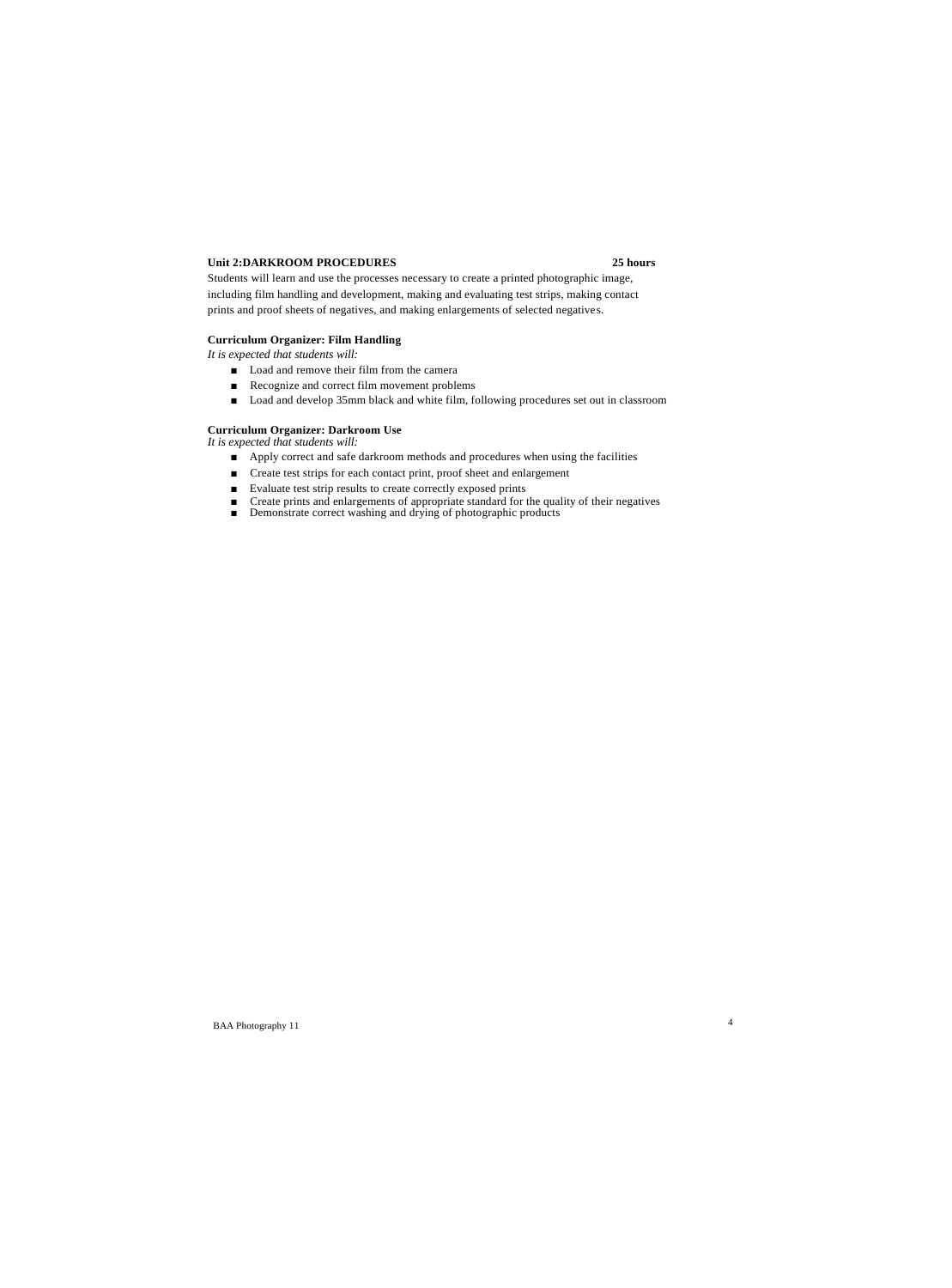## Unit 2:DARKROOM PROCEDURES 25 hours

Students will learn and use the processes necessary to create a printed photographic image, including film handling and development, making and evaluating test strips, making contact prints and proof sheets of negatives, and making enlargements of selected negatives.

### Curriculum Organizer: Film Handling

*It is expected that students will:*

- Load and remove their film from the camera
- Recognize and correct film movement problems
- Load and develop 35mm black and white film, following procedures set out in classroom

### Curriculum Organizer: Darkroom Use

*It is expected that students will:*

- Apply correct and safe darkroom methods and procedures when using the facilities
- Create test strips for each contact print, proof sheet and enlargement
- Evaluate test strip results to create correctly exposed prints
- Create prints and enlargements of appropriate standard for the quality of their negatives
- Demonstrate correct washing and drying of photographic products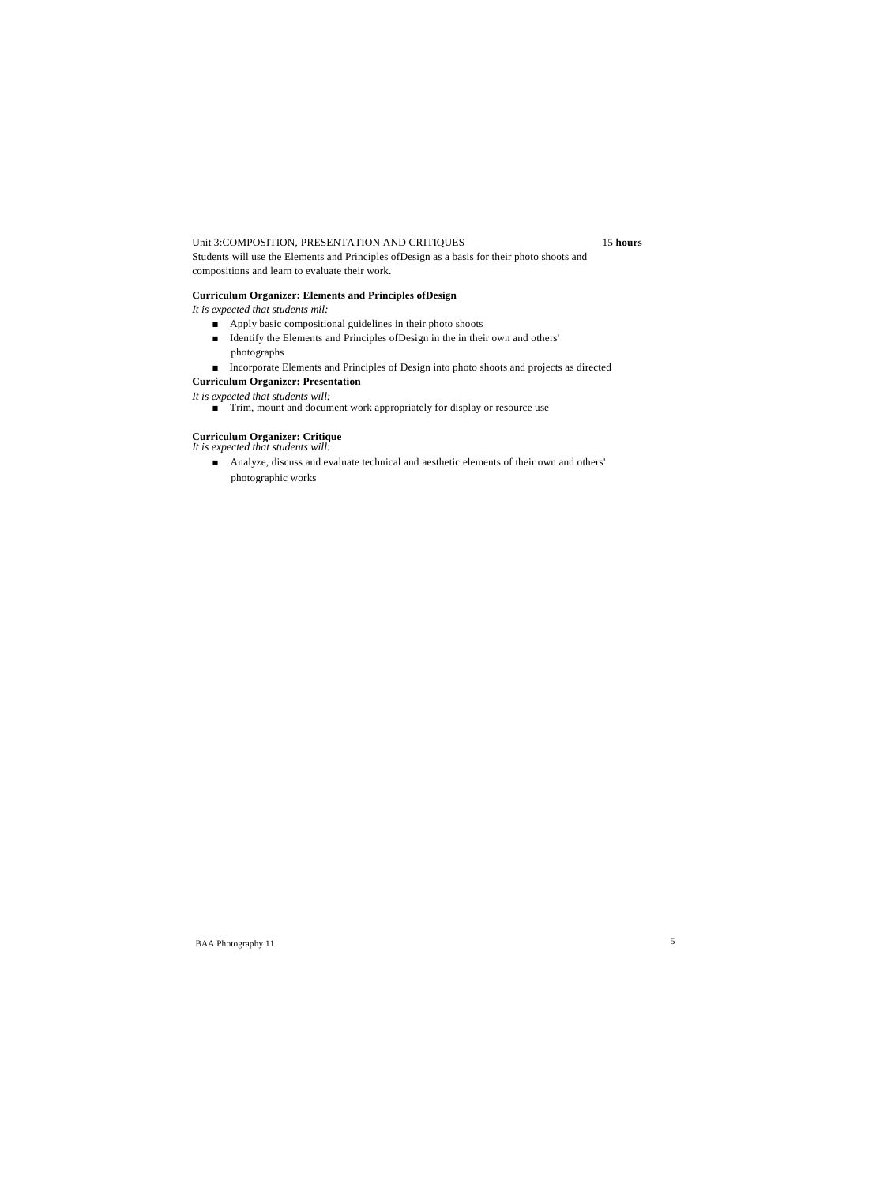Unit 3:COMPOSITION, PRESENTATION AND CRITIQUES 15 **hours**

Students will use the Elements and Principles ofDesign as a basis for their photo shoots and compositions and learn to evaluate their work.

**Curriculum Organizer: Elements and Principles ofDesign**

*It is expected that students mil:*

- Apply basic compositional guidelines in their photo shoots
- Identify the Elements and Principles ofDesign in the in their own and others' photographs
- Incorporate Elements and Principles of Design into photo shoots and projects as directed

**Curriculum Organizer: Presentation**

*It is expected that students will:*

- Trim, mount and document work appropriately for display or resource use

**Curriculum Organizer: Critique**

*It is expected that students will:*

- Analyze, discuss and evaluate technical and aesthetic elements of their own and others' photographic works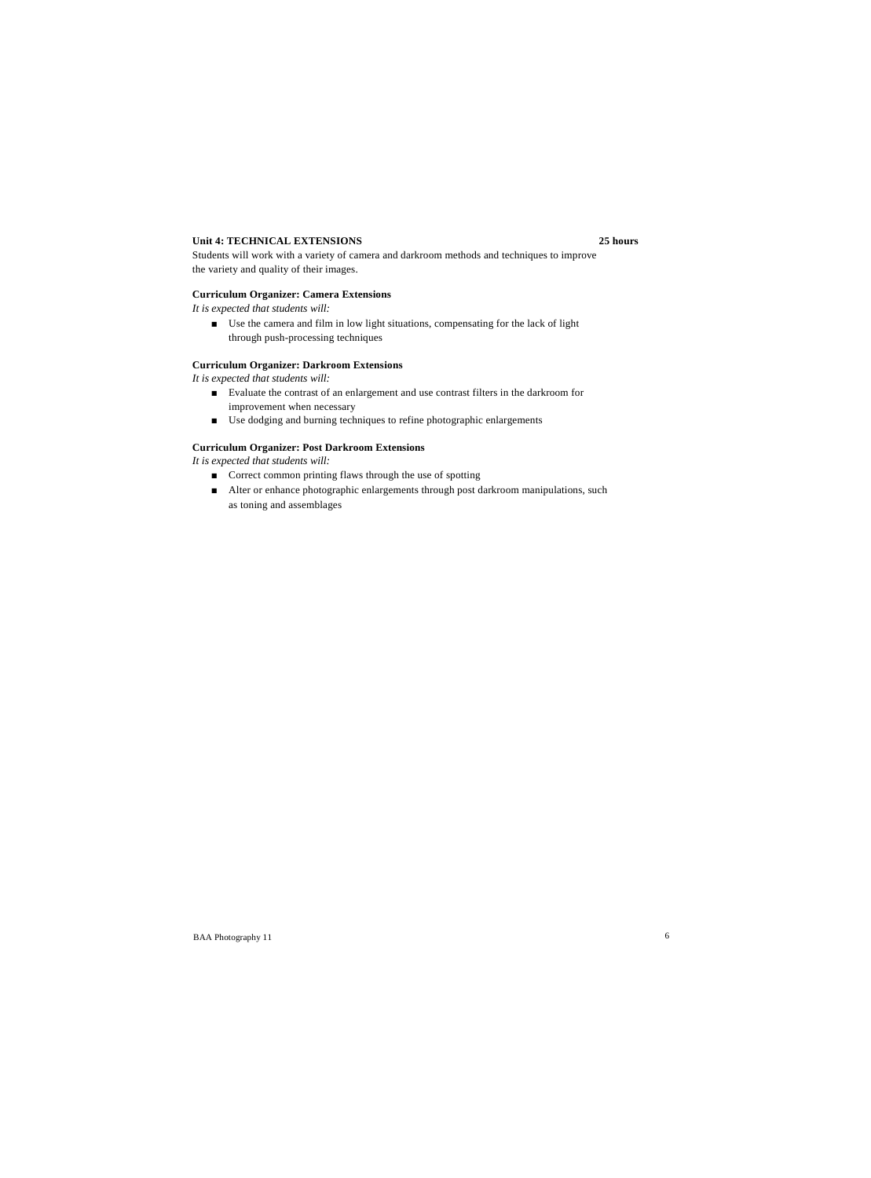**Unit 4: TECHNICAL EXTENSIONS** **25 hours**

Students will work with a variety of camera and darkroom methods and techniques to improve the variety and quality of their images.

**Curriculum Organizer: Camera Extensions**

*It is expected that students will:*

- Use the camera and film in low light situations, compensating for the lack of light through push-processing techniques

**Curriculum Organizer: Darkroom Extensions**

*It is expected that students will:*

- Evaluate the contrast of an enlargement and use contrast filters in the darkroom for improvement when necessary
- Use dodging and burning techniques to refine photographic enlargements

**Curriculum Organizer: Post Darkroom Extensions**

*It is expected that students will:*

- Correct common printing flaws through the use of spotting
- Alter or enhance photographic enlargements through post darkroom manipulations, such as toning and assemblages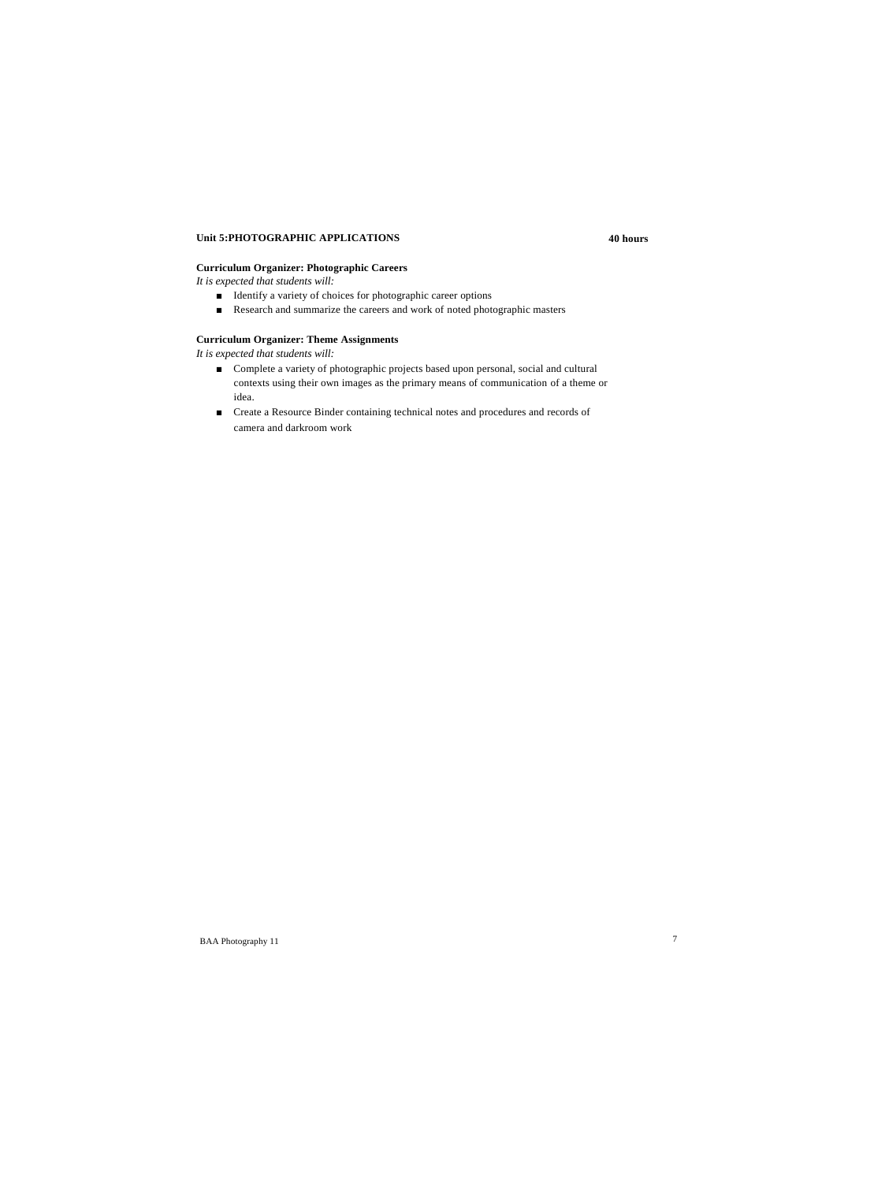**Unit 5:PHOTOGRAPHIC APPLICATIONS** **40 hours**

**Curriculum Organizer: Photographic Careers**

*It is expected that students will:*

- Identify a variety of choices for photographic career options
- Research and summarize the careers and work of noted photographic masters

**Curriculum Organizer: Theme Assignments**

*It is expected that students will:*

- Complete a variety of photographic projects based upon personal, social and cultural contexts using their own images as the primary means of communication of a theme or idea.
- Create a Resource Binder containing technical notes and procedures and records of camera and darkroom work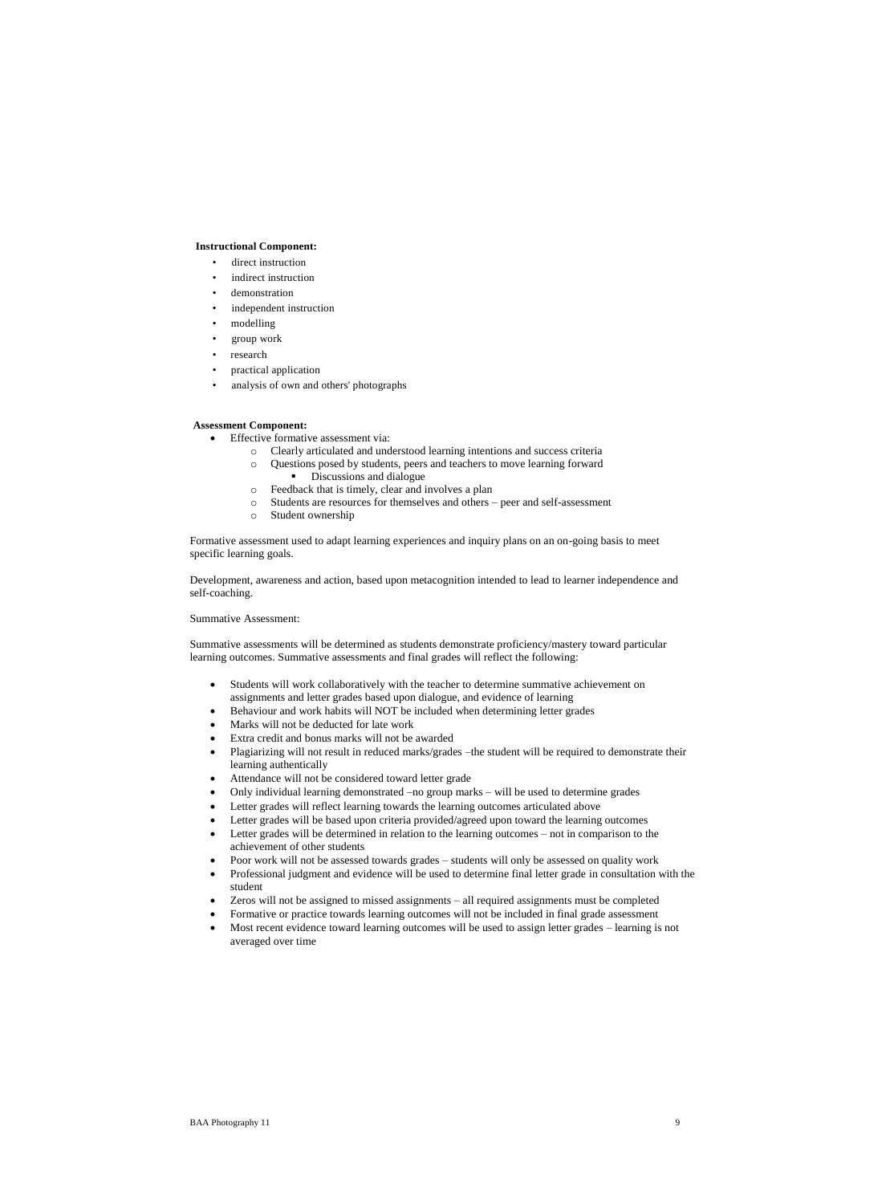**Instructional Component:**

- direct instruction
- indirect instruction
- demonstration
- independent instruction
- modelling
- group work
- research
- practical application
- analysis of own and others' photographs

**Assessment Component:**

- Effective formative assessment via:
  - Clearly articulated and understood learning intentions and success criteria
  - Questions posed by students, peers and teachers to move learning forward
    - Discussions and dialogue
  - Feedback that is timely, clear and involves a plan
  - Students are resources for themselves and others – peer and self-assessment
  - Student ownership

Formative assessment used to adapt learning experiences and inquiry plans on an on-going basis to meet specific learning goals.

Development, awareness and action, based upon metacognition intended to lead to learner independence and self-coaching.

Summative Assessment:

Summative assessments will be determined as students demonstrate proficiency/mastery toward particular learning outcomes. Summative assessments and final grades will reflect the following:

- Students will work collaboratively with the teacher to determine summative achievement on assignments and letter grades based upon dialogue, and evidence of learning
- Behaviour and work habits will NOT be included when determining letter grades
- Marks will not be deducted for late work
- Extra credit and bonus marks will not be awarded
- Plagiarizing will not result in reduced marks/grades –the student will be required to demonstrate their learning authentically
- Attendance will not be considered toward letter grade
- Only individual learning demonstrated –no group marks – will be used to determine grades
- Letter grades will reflect learning towards the learning outcomes articulated above
- Letter grades will be based upon criteria provided/agreed upon toward the learning outcomes
- Letter grades will be determined in relation to the learning outcomes – not in comparison to the achievement of other students
- Poor work will not be assessed towards grades – students will only be assessed on quality work
- Professional judgment and evidence will be used to determine final letter grade in consultation with the student
- Zeros will not be assigned to missed assignments – all required assignments must be completed
- Formative or practice towards learning outcomes will not be included in final grade assessment
- Most recent evidence toward learning outcomes will be used to assign letter grades – learning is not averaged over time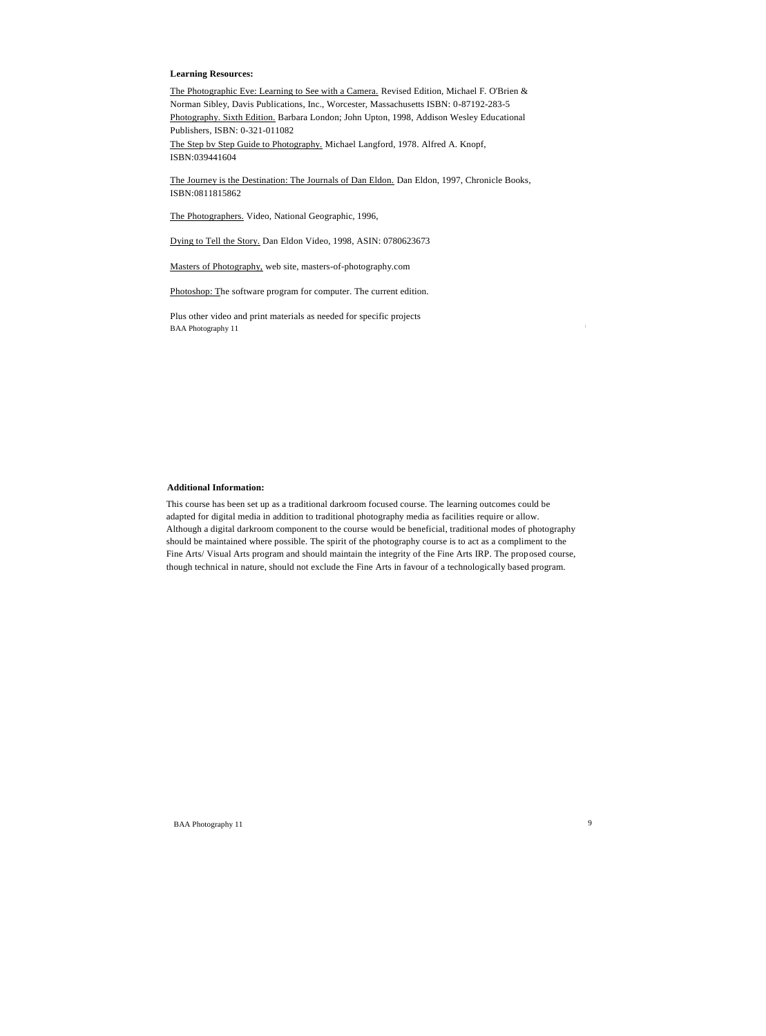**Learning Resources:**

The Photographic Eve: Learning to See with a Camera. Revised Edition, Michael F. O'Brien & Norman Sibley, Davis Publications, Inc., Worcester, Massachusetts ISBN: 0-87192-283-5
Photography. Sixth Edition. Barbara London; John Upton, 1998, Addison Wesley Educational Publishers, ISBN: 0-321-011082
The Step bv Step Guide to Photography. Michael Langford, 1978. Alfred A. Knopf, ISBN:039441604

The Journey is the Destination: The Journals of Dan Eldon. Dan Eldon, 1997, Chronicle Books, ISBN:0811815862

The Photographers. Video, National Geographic, 1996,

Dying to Tell the Story. Dan Eldon Video, 1998, ASIN: 0780623673

Masters of Photography, web site, masters-of-photography.com

Photoshop: The software program for computer. The current edition.

Plus other video and print materials as needed for specific projects

**Additional Information:**

This course has been set up as a traditional darkroom focused course. The learning outcomes could be adapted for digital media in addition to traditional photography media as facilities require or allow. Although a digital darkroom component to the course would be beneficial, traditional modes of photography should be maintained where possible. The spirit of the photography course is to act as a compliment to the Fine Arts/ Visual Arts program and should maintain the integrity of the Fine Arts IRP. The proposed course, though technical in nature, should not exclude the Fine Arts in favour of a technologically based program.